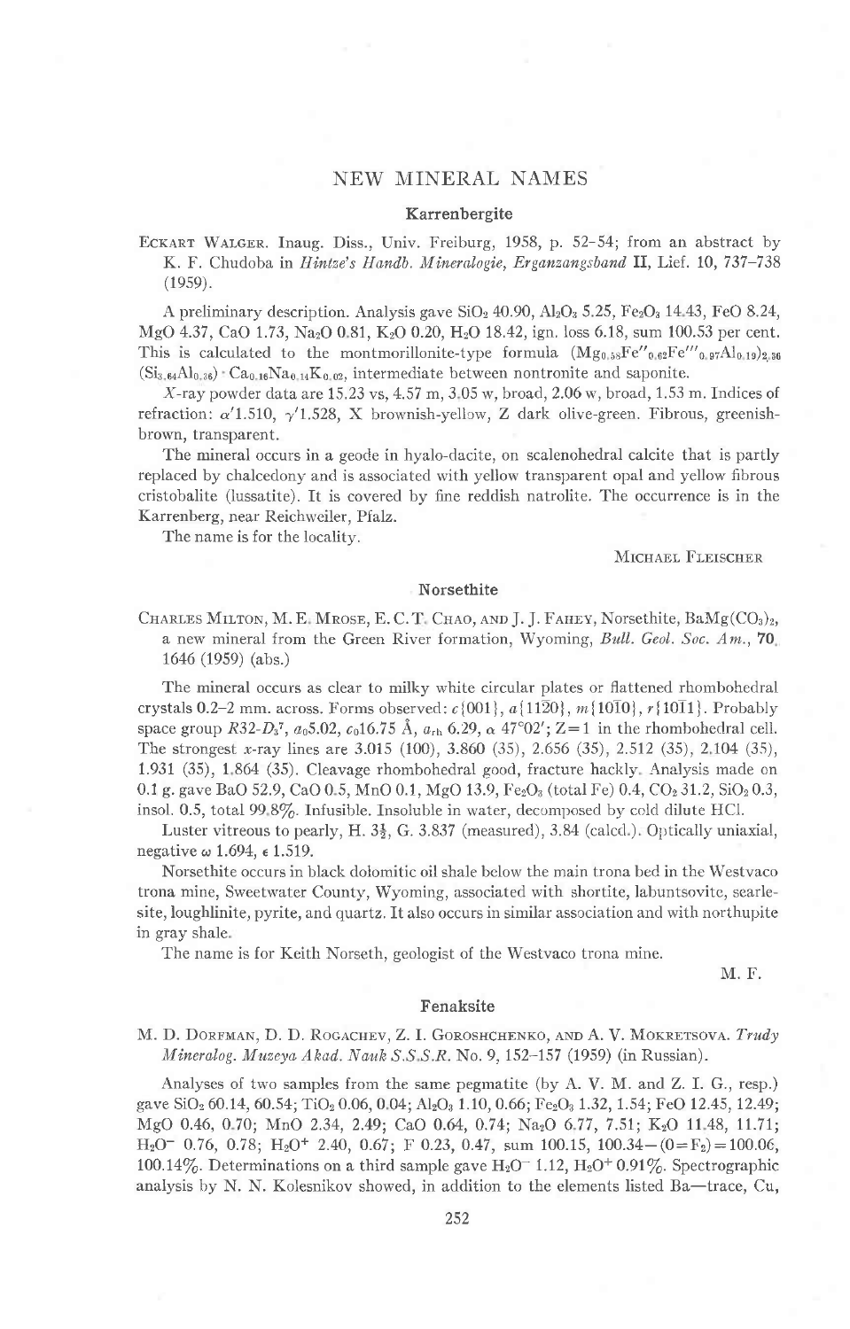# NEW MINERAL NAMES

## Karrenbergite

ECKART WALGER. Inaug. Diss., Univ. Freiburg, 1958, p. 52–54; from an abstract by K. F. Chudoba in *Hintze's Handb. Mineralogie, Ergänzungsband* **II**, Lief. 10, 737–738 (1959).

A preliminary description. Analysis gave $SiO_2$ 40.90, $Al_2O_3$ 5.25, $Fe_2O_3$ 14.43, FeO 8.24, MgO 4.37, CaO 1.73, $Na_2O$ 0.81, $K_2O$ 0.20, $H_2O$ 18.42, ign. loss 6.18, sum 100.53 per cent. This is calculated to the montmorillonite-type formula $(Mg_{0.58}Fe''_{0.62}Fe'''_{0.97}Al_{0.19})_{2.36}(Si_{3.64}Al_{0.36})\cdot Ca_{0.16}Na_{0.14}K_{0.02}$, intermediate between nontronite and saponite.

*X*-ray powder data are 15.23 vs, 4.57 m, 3.05 w, broad, 2.06 w, broad, 1.53 m. Indices of refraction: $\alpha'$1.510, $\gamma'$1.528, X brownish-yellow, Z dark olive-green. Fibrous, greenish-brown, transparent.

The mineral occurs in a geode in hyalo-dacite, on scalenohedral calcite that is partly replaced by chalcedony and is associated with yellow transparent opal and yellow fibrous cristobalite (lussatite). It is covered by fine reddish natrolite. The occurrence is in the Karrenberg, near Reichweiler, Pfalz.

The name is for the locality.

MICHAEL FLEISCHER

## Norsethite

CHARLES MILTON, M. E. MROSE, E. C. T. CHAO, AND J. J. FAHEY, Norsethite, $BaMg(CO_3)_2$, a new mineral from the Green River formation, Wyoming, *Bull. Geol. Soc. Am.*, **70**, 1646 (1959) (abs.)

The mineral occurs as clear to milky white circular plates or flattened rhombohedral crystals 0.2–2 mm. across. Forms observed: $c\{001\}$, $a\{11\bar{2}0\}$, $m\{10\bar{1}0\}$, $r\{10\bar{1}1\}$. Probably space group $R32$-$D_3^7$, $a_0$5.02, $c_0$16.75 Å, $a_{rh}$ 6.29, $\alpha$ 47°02′; Z=1 in the rhombohedral cell. The strongest *x*-ray lines are 3.015 (100), 3.860 (35), 2.656 (35), 2.512 (35), 2.104 (35), 1.931 (35), 1.864 (35). Cleavage rhombohedral good, fracture hackly. Analysis made on 0.1 g. gave BaO 52.9, CaO 0.5, MnO 0.1, MgO 13.9, $Fe_2O_3$ (total Fe) 0.4, $CO_2$ 31.2, $SiO_2$ 0.3, insol. 0.5, total 99.8%. Infusible. Insoluble in water, decomposed by cold dilute HCl.

Luster vitreous to pearly, H. $3\frac{1}{2}$, G. 3.837 (measured), 3.84 (calcd.). Optically uniaxial, negative $\omega$ 1.694, $\epsilon$ 1.519.

Norsethite occurs in black dolomitic oil shale below the main trona bed in the Westvaco trona mine, Sweetwater County, Wyoming, associated with shortite, labuntsovite, searlesite, loughlinite, pyrite, and quartz. It also occurs in similar association and with northupite in gray shale.

The name is for Keith Norseth, geologist of the Westvaco trona mine.

M. F.

## Fenaksite

M. D. DORFMAN, D. D. ROGACHEV, Z. I. GOROSHCHENKO, AND A. V. MOKRETSOVA. *Trudy Mineralog. Muzeya Akad. Nauk S.S.S.R.* No. 9, 152–157 (1959) (in Russian).

Analyses of two samples from the same pegmatite (by A. V. M. and Z. I. G., resp.) gave $SiO_2$ 60.14, 60.54; $TiO_2$ 0.06, 0.04; $Al_2O_3$ 1.10, 0.66; $Fe_2O_3$ 1.32, 1.54; FeO 12.45, 12.49; MgO 0.46, 0.70; MnO 2.34, 2.49; CaO 0.64, 0.74; $Na_2O$ 6.77, 7.51; $K_2O$ 11.48, 11.71; $H_2O^-$ 0.76, 0.78; $H_2O^+$ 2.40, 0.67; F 0.23, 0.47, sum 100.15, 100.34−(O=$F_2$)=100.06, 100.14%. Determinations on a third sample gave $H_2O^-$ 1.12, $H_2O^+$ 0.91%. Spectrographic analysis by N. N. Kolesnikov showed, in addition to the elements listed Ba—trace, Cu,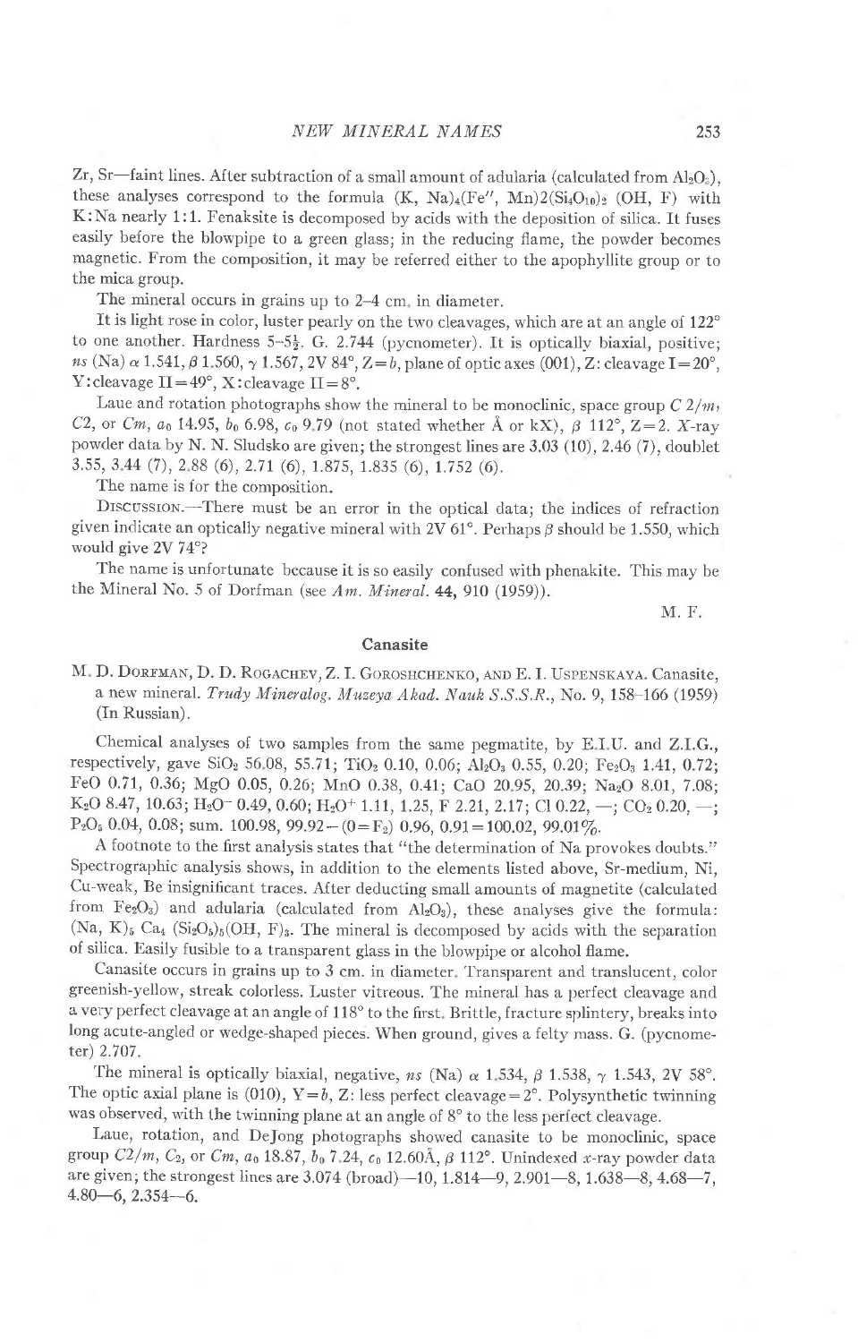Zr, Sr—faint lines. After subtraction of a small amount of adularia (calculated from $Al_2O_3$), these analyses correspond to the formula $(K, Na)_4(Fe'', Mn)2(Si_4O_{10})_2$ (OH, F) with K:Na nearly 1:1. Fenaksite is decomposed by acids with the deposition of silica. It fuses easily before the blowpipe to a green glass; in the reducing flame, the powder becomes magnetic. From the composition, it may be referred either to the apophyllite group or to the mica group.

The mineral occurs in grains up to 2–4 cm. in diameter.

It is light rose in color, luster pearly on the two cleavages, which are at an angle of 122° to one another. Hardness 5–5½. G. 2.744 (pycnometer). It is optically biaxial, positive; *ns* (Na) $\alpha$ 1.541, $\beta$ 1.560, $\gamma$ 1.567, 2V 84°, Z = *b*, plane of optic axes (001), Z: cleavage I = 20°, Y: cleavage II = 49°, X: cleavage II = 8°.

Laue and rotation photographs show the mineral to be monoclinic, space group *C* 2/*m*, *C*2, or *Cm*, $a_0$ 14.95, $b_0$ 6.98, $c_0$ 9.79 (not stated whether Å or kX), $\beta$ 112°, Z = 2. *X*-ray powder data by N. N. Sludsko are given; the strongest lines are 3.03 (10), 2.46 (7), doublet 3.55, 3.44 (7), 2.88 (6), 2.71 (6), 1.875, 1.835 (6), 1.752 (6).

The name is for the composition.

DISCUSSION.—There must be an error in the optical data; the indices of refraction given indicate an optically negative mineral with 2V 61°. Perhaps $\beta$ should be 1.550, which would give 2V 74°?

The name is unfortunate because it is so easily confused with phenakite. This may be the Mineral No. 5 of Dorfman (see *Am. Mineral.* **44**, 910 (1959)).

M. F.

## Canasite

M. D. DORFMAN, D. D. ROGACHEV, Z. I. GOROSHCHENKO, AND E. I. USPENSKAYA. Canasite, a new mineral. *Trudy Mineralog. Muzeya Akad. Nauk S.S.S.R.*, No. 9, 158–166 (1959) (In Russian).

Chemical analyses of two samples from the same pegmatite, by E.I.U. and Z.I.G., respectively, gave $SiO_2$ 56.08, 55.71; $TiO_2$ 0.10, 0.06; $Al_2O_3$ 0.55, 0.20; $Fe_2O_3$ 1.41, 0.72; FeO 0.71, 0.36; MgO 0.05, 0.26; MnO 0.38, 0.41; CaO 20.95, 20.39; $Na_2O$ 8.01, 7.08; $K_2O$ 8.47, 10.63; $H_2O^-$ 0.49, 0.60; $H_2O^+$ 1.11, 1.25, F 2.21, 2.17; Cl 0.22, —; $CO_2$ 0.20, —; $P_2O_5$ 0.04, 0.08; sum. 100.98, 99.92 − (O = $F_2$) 0.96, 0.91 = 100.02, 99.01%.

A footnote to the first analysis states that "the determination of Na provokes doubts." Spectrographic analysis shows, in addition to the elements listed above, Sr-medium, Ni, Cu-weak, Be insignificant traces. After deducting small amounts of magnetite (calculated from $Fe_2O_3$) and adularia (calculated from $Al_2O_3$), these analyses give the formula: $(Na, K)_5$ $Ca_4$ $(Si_2O_5)_5(OH, F)_3$. The mineral is decomposed by acids with the separation of silica. Easily fusible to a transparent glass in the blowpipe or alcohol flame.

Canasite occurs in grains up to 3 cm. in diameter. Transparent and translucent, color greenish-yellow, streak colorless. Luster vitreous. The mineral has a perfect cleavage and a very perfect cleavage at an angle of 118° to the first. Brittle, fracture splintery, breaks into long acute-angled or wedge-shaped pieces. When ground, gives a felty mass. G. (pycnometer) 2.707.

The mineral is optically biaxial, negative, *ns* (Na) $\alpha$ 1.534, $\beta$ 1.538, $\gamma$ 1.543, 2V 58°. The optic axial plane is (010), Y = *b*, Z: less perfect cleavage = 2°. Polysynthetic twinning was observed, with the twinning plane at an angle of 8° to the less perfect cleavage.

Laue, rotation, and DeJong photographs showed canasite to be monoclinic, space group *C*2/*m*, $C_2$, or *Cm*, $a_0$ 18.87, $b_0$ 7.24, $c_0$ 12.60Å, $\beta$ 112°. Unindexed *x*-ray powder data are given; the strongest lines are 3.074 (broad)—10, 1.814—9, 2.901—8, 1.638—8, 4.68—7, 4.80—6, 2.354—6.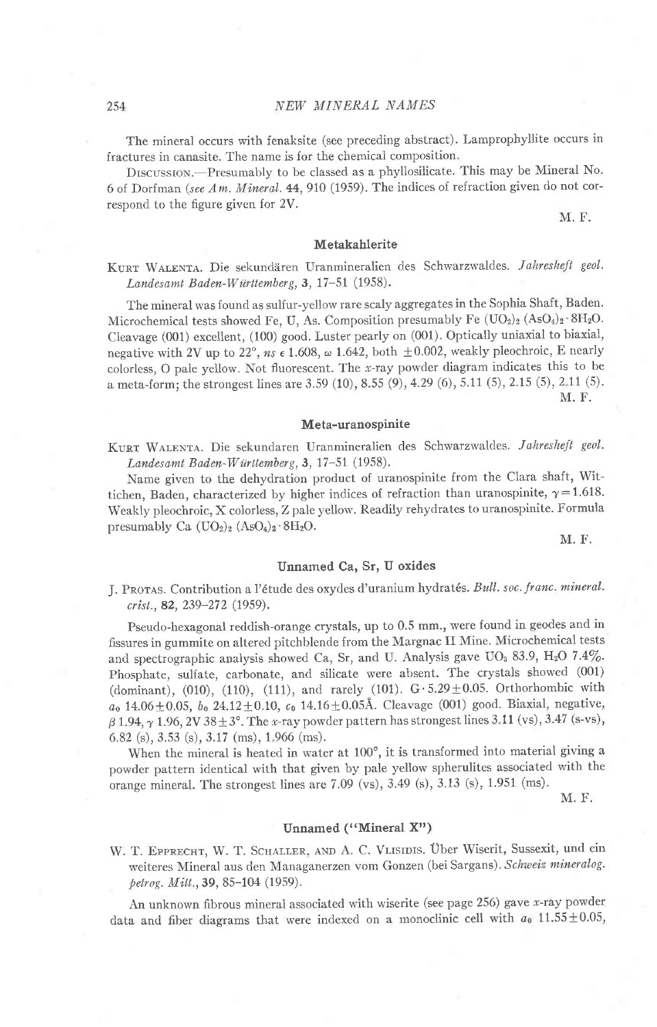The mineral occurs with fenaksite (see preceding abstract). Lamprophyllite occurs in fractures in canasite. The name is for the chemical composition.

Discussion.—Presumably to be classed as a phyllosilicate. This may be Mineral No. 6 of Dorfman (*see Am. Mineral.* **44**, 910 (1959). The indices of refraction given do not correspond to the figure given for 2V.

M. F.

## Metakahlerite

Kurt Walenta. Die sekundären Uranmineralien des Schwarzwaldes. *Jahresheft geol. Landesamt Baden-Württemberg*, **3**, 17–51 (1958).

The mineral was found as sulfur-yellow rare scaly aggregates in the Sophia Shaft, Baden. Microchemical tests showed Fe, U, As. Composition presumably $Fe(UO_2)_2(AsO_4)_2 \cdot 8H_2O$. Cleavage (001) excellent, (100) good. Luster pearly on (001). Optically uniaxial to biaxial, negative with 2V up to 22°, *ns* $\epsilon$ 1.608, $\omega$ 1.642, both ±0.002, weakly pleochroic, E nearly colorless, O pale yellow. Not fluorescent. The *x*-ray powder diagram indicates this to be a meta-form; the strongest lines are 3.59 (10), 8.55 (9), 4.29 (6), 5.11 (5), 2.15 (5), 2.11 (5).

M. F.

## Meta-uranospinite

Kurt Walenta. Die sekundaren Uranmineralien des Schwarzwaldes. *Jahresheft geol. Landesamt Baden-Württemberg*, **3**, 17–51 (1958).

Name given to the dehydration product of uranospinite from the Clara shaft, Wittichen, Baden, characterized by higher indices of refraction than uranospinite, $\gamma = 1.618$. Weakly pleochroic, X colorless, Z pale yellow. Readily rehydrates to uranospinite. Formula presumably $Ca(UO_2)_2(AsO_4)_2 \cdot 8H_2O$.

M. F.

## Unnamed Ca, Sr, U oxides

J. Protas. Contribution a l'étude des oxydes d'uranium hydratés. *Bull. soc. franc. mineral. crist.*, **82**, 239–272 (1959).

Pseudo-hexagonal reddish-orange crystals, up to 0.5 mm., were found in geodes and in fissures in gummite on altered pitchblende from the Margnac II Mine. Microchemical tests and spectrographic analysis showed Ca, Sr, and U. Analysis gave $UO_3$ 83.9, $H_2O$ 7.4%. Phosphate, sulfate, carbonate, and silicate were absent. The crystals showed (001) (dominant), (010), (110), (111), and rarely (101). G·5.29±0.05. Orthorhombic with $a_0$ 14.06±0.05, $b_0$ 24.12±0.10, $c_0$ 14.16±0.05Å. Cleavage (001) good. Biaxial, negative, $\beta$ 1.94, $\gamma$ 1.96, 2V 38±3°. The *x*-ray powder pattern has strongest lines 3.11 (vs), 3.47 (s-vs), 6.82 (s), 3.53 (s), 3.17 (ms), 1.966 (ms).

When the mineral is heated in water at 100°, it is transformed into material giving a powder pattern identical with that given by pale yellow spherulites associated with the orange mineral. The strongest lines are 7.09 (vs), 3.49 (s), 3.13 (s), 1.951 (ms).

M. F.

## Unnamed ("Mineral X")

W. T. Epprecht, W. T. Schaller, and A. C. Vlisidis. Über Wiserit, Sussexit, und ein weiteres Mineral aus den Managanerzen vom Gonzen (bei Sargans). *Schweiz mineralog. petrog. Mitt.*, **39**, 85–104 (1959).

An unknown fibrous mineral associated with wiserite (see page 256) gave *x*-ray powder data and fiber diagrams that were indexed on a monoclinic cell with $a_0$ 11.55±0.05,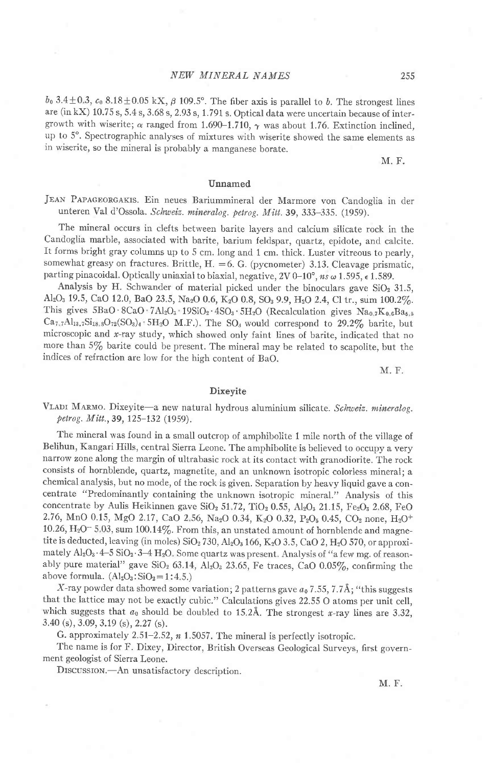$b_0$ 3.4±0.3, $c_0$ 8.18±0.05 kX, $\beta$ 109.5°. The fiber axis is parallel to $b$. The strongest lines are (in kX) 10.75 s, 5.4 s, 3.68 s, 2.93 s, 1.791 s. Optical data were uncertain because of intergrowth with wiserite; $\alpha$ ranged from 1.690–1.710, $\gamma$ was about 1.76. Extinction inclined, up to 5°. Spectrographic analyses of mixtures with wiserite showed the same elements as in wiserite, so the mineral is probably a manganese borate.

M. F.

## Unnamed

Jean Papageorgakis. Ein neues Bariummineral der Marmore von Candoglia in der unteren Val d'Ossola. *Schweiz. mineralog. petrog. Mitt.* **39**, 333–335. (1959).

The mineral occurs in clefts between barite layers and calcium silicate rock in the Candoglia marble, associated with barite, barium feldspar, quartz, epidote, and calcite. It forms bright gray columns up to 5 cm. long and 1 cm. thick. Luster vitreous to pearly, somewhat greasy on fractures. Brittle, H. = 6. G. (pycnometer) 3.13. Cleavage prismatic, parting pinacoidal. Optically uniaxial to biaxial, negative, 2V 0–10°, *ns* $\omega$ 1.595, $\epsilon$ 1.589.

Analysis by H. Schwander of material picked under the binoculars gave $SiO_2$ 31.5, $Al_2O_3$ 19.5, CaO 12.0, BaO 23.5, $Na_2O$ 0.6, $K_2O$ 0.8, $SO_3$ 9.9, $H_2O$ 2.4, Cl tr., sum 100.2%. This gives $5BaO \cdot 8CaO \cdot 7Al_2O_3 \cdot 19SiO_2 \cdot 4SO_3 \cdot 5H_2O$ (Recalculation gives $Na_{0.7}K_{0.6}Ba_{6.5}Ca_{7.7}Al_{13.7}Si_{18.8}O_{72}(SO_3)_4 \cdot 5H_2O$ M.F.). The $SO_3$ would correspond to 29.2% barite, but microscopic and $x$-ray study, which showed only faint lines of barite, indicated that no more than 5% barite could be present. The mineral may be related to scapolite, but the indices of refraction are low for the high content of BaO.

M. F.

## Dixeyite

Vladi Marmo. Dixeyite—a new natural hydrous aluminium silicate. *Schweiz. mineralog. petrog. Mitt.*, **39**, 125–132 (1959).

The mineral was found in a small outcrop of amphibolite 1 mile north of the village of Belihun, Kangari Hills, central Sierra Leone. The amphibolite is believed to occupy a very narrow zone along the margin of ultrabasic rock at its contact with granodiorite. The rock consists of hornblende, quartz, magnetite, and an unknown isotropic colorless mineral; a chemical analysis, but no mode, of the rock is given. Separation by heavy liquid gave a concentrate "Predominantly containing the unknown isotropic mineral." Analysis of this concentrate by Aulis Heikinnen gave $SiO_2$ 51.72, $TiO_2$ 0.55, $Al_2O_3$ 21.15, $Fe_2O_3$ 2.68, FeO 2.76, MnO 0.15, MgO 2.17, CaO 2.56, $Na_2O$ 0.34, $K_2O$ 0.32, $P_2O_5$ 0.45, $CO_2$ none, $H_2O^+$ 10.26, $H_2O^-$ 5.03, sum 100.14%. From this, an unstated amount of hornblende and magnetite is deducted, leaving (in moles) $SiO_2$ 730, $Al_2O_3$ 166, $K_2O$ 3.5, CaO 2, $H_2O$ 570, or approximately $Al_2O_3 \cdot 4\text{–}5\ SiO_2 \cdot 3\text{–}4\ H_2O$. Some quartz was present. Analysis of "a few mg. of reasonably pure material" gave $SiO_2$ 63.14, $Al_2O_3$ 23.65, Fe traces, CaO 0.05%, confirming the above formula. ($Al_2O_3$:$SiO_2$ = 1:4.5.)

$X$-ray powder data showed some variation; 2 patterns gave $a_0$ 7.55, 7.7Å; "this suggests that the lattice may not be exactly cubic." Calculations gives 22.55 O atoms per unit cell, which suggests that $a_0$ should be doubled to 15.2Å. The strongest $x$-ray lines are 3.32, 3.40 (s), 3.09, 3.19 (s), 2.27 (s).

G. approximately 2.51–2.52, $n$ 1.5057. The mineral is perfectly isotropic.

The name is for F. Dixey, Director, British Overseas Geological Surveys, first government geologist of Sierra Leone.

Discussion.—An unsatisfactory description.

M. F.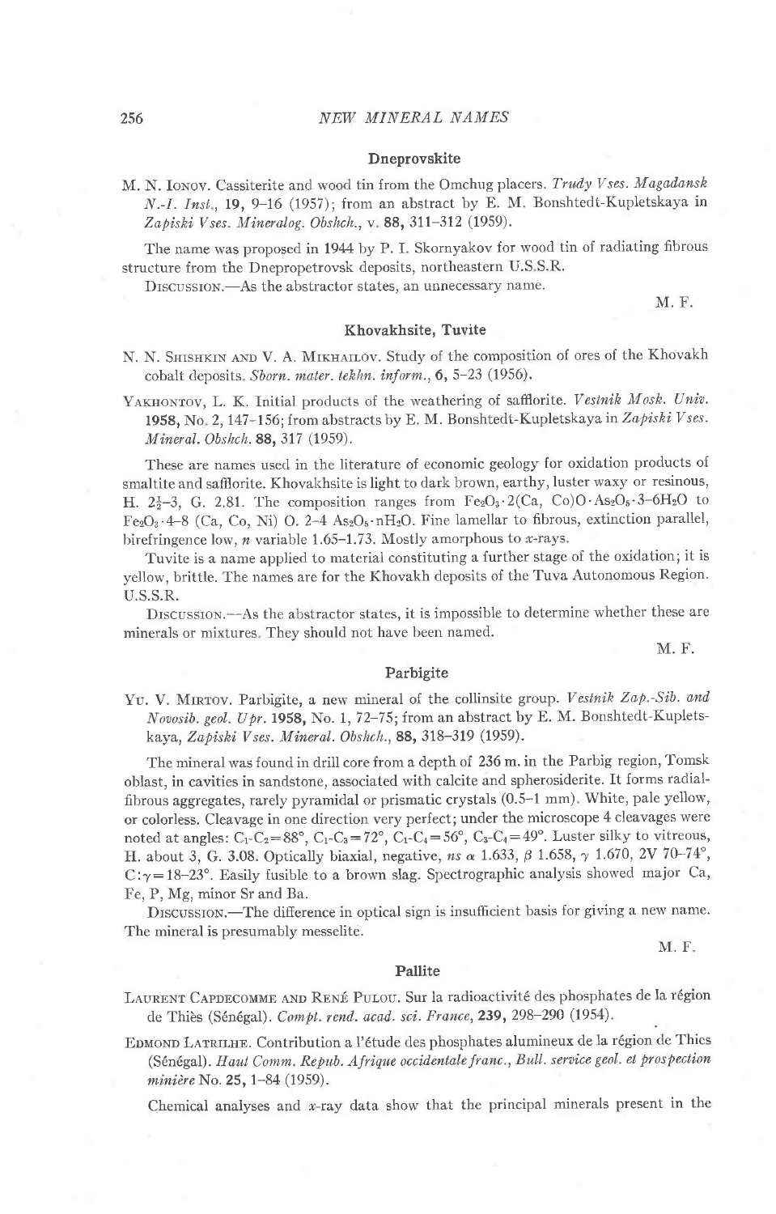### Dneprovskite

M. N. Ionov. Cassiterite and wood tin from the Omchug placers. *Trudy Vses. Magadansk N.-I. Inst.*, **19**, 9–16 (1957); from an abstract by E. M. Bonshtedt-Kupletskaya in *Zapiski Vses. Mineralog. Obshch.*, v. **88**, 311–312 (1959).

The name was proposed in 1944 by P. I. Skornyakov for wood tin of radiating fibrous structure from the Dnepropetrovsk deposits, northeastern U.S.S.R.

Discussion.—As the abstractor states, an unnecessary name.

M. F.

### Khovakhsite, Tuvite

N. N. Shishkin and V. A. Mikhailov. Study of the composition of ores of the Khovakh cobalt deposits. *Sborn. mater. tekhn. inform.*, **6**, 5–23 (1956).

Yakhontov, L. K. Initial products of the weathering of safflorite. *Vestnik Mosk. Univ.* **1958**, No. 2, 147–156; from abstracts by E. M. Bonshtedt-Kupletskaya in *Zapiski Vses. Mineral. Obshch.* **88**, 317 (1959).

These are names used in the literature of economic geology for oxidation products of smaltite and safflorite. Khovakhsite is light to dark brown, earthy, luster waxy or resinous, H. $2\frac{1}{2}$–3, G. 2.81. The composition ranges from $Fe_2O_3 \cdot 2(Ca, Co)O \cdot As_2O_5 \cdot 3\text{–}6H_2O$ to $Fe_2O_3 \cdot 4\text{–}8\ (Ca, Co, Ni)\ O.\ 2\text{–}4\ As_2O_5 \cdot nH_2O$. Fine lamellar to fibrous, extinction parallel, birefringence low, $n$ variable 1.65–1.73. Mostly amorphous to $x$-rays.

Tuvite is a name applied to material constituting a further stage of the oxidation; it is yellow, brittle. The names are for the Khovakh deposits of the Tuva Autonomous Region. U.S.S.R.

Discussion.—As the abstractor states, it is impossible to determine whether these are minerals or mixtures. They should not have been named.

M. F.

### Parbigite

Yu. V. Mirtov. Parbigite, a new mineral of the collinsite group. *Vestnik Zap.-Sib. and Novosib. geol. Upr.* **1958**, No. 1, 72–75; from an abstract by E. M. Bonshtedt-Kupletskaya, *Zapiski Vses. Mineral. Obshch.*, **88**, 318–319 (1959).

The mineral was found in drill core from a depth of 236 m. in the Parbig region, Tomsk oblast, in cavities in sandstone, associated with calcite and spherosiderite. It forms radial-fibrous aggregates, rarely pyramidal or prismatic crystals (0.5–1 mm). White, pale yellow, or colorless. Cleavage in one direction very perfect; under the microscope 4 cleavages were noted at angles: $C_1$-$C_2$=88°, $C_1$-$C_3$=72°, $C_1$-$C_4$=56°, $C_3$-$C_4$=49°. Luster silky to vitreous, H. about 3, G. 3.08. Optically biaxial, negative, $ns\ \alpha$ 1.633, $\beta$ 1.658, $\gamma$ 1.670, 2V 70–74°, $C{:}\gamma$=18–23°. Easily fusible to a brown slag. Spectrographic analysis showed major Ca, Fe, P, Mg, minor Sr and Ba.

Discussion.—The difference in optical sign is insufficient basis for giving a new name. The mineral is presumably messelite.

M. F.

### Pallite

Laurent Capdecomme and René Pulou. Sur la radioactivité des phosphates de la région de Thiès (Sénégal). *Compt. rend. acad. sci. France*, **239**, 298–290 (1954).

Edmond Latrilhe. Contribution a l'étude des phosphates alumineux de la région de Thies (Sénégal). *Haut Comm. Repub. Afrique occidentale franc., Bull. service geol. et prospection minière* No. **25**, 1–84 (1959).

Chemical analyses and $x$-ray data show that the principal minerals present in the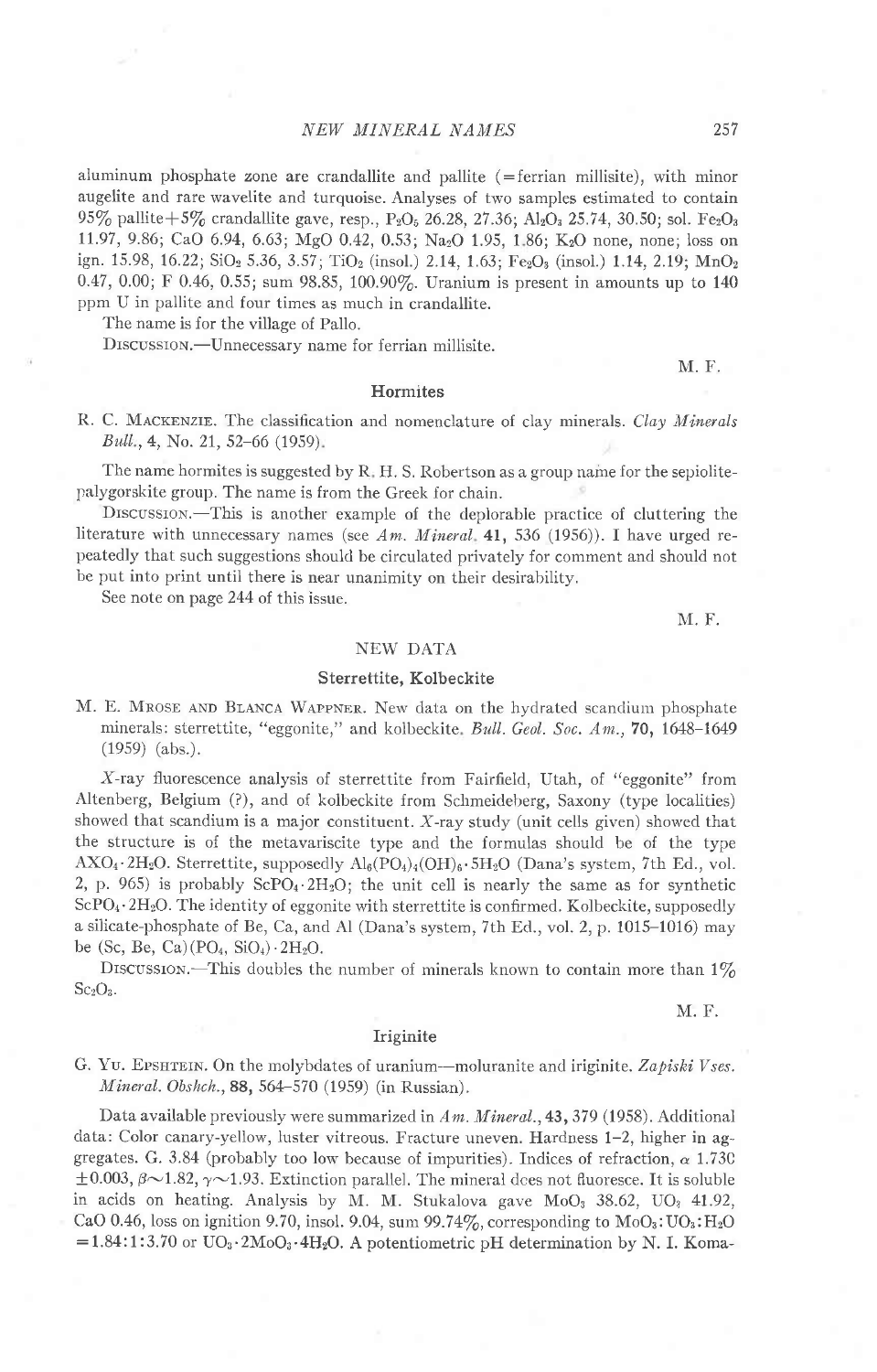aluminum phosphate zone are crandallite and pallite (=ferrian millisite), with minor augelite and rare wavelite and turquoise. Analyses of two samples estimated to contain 95% pallite+5% crandallite gave, resp., $P_2O_5$ 26.28, 27.36; $Al_2O_3$ 25.74, 30.50; sol. $Fe_2O_3$ 11.97, 9.86; CaO 6.94, 6.63; MgO 0.42, 0.53; $Na_2O$ 1.95, 1.86; $K_2O$ none, none; loss on ign. 15.98, 16.22; $SiO_2$ 5.36, 3.57; $TiO_2$ (insol.) 2.14, 1.63; $Fe_2O_3$ (insol.) 1.14, 2.19; $MnO_2$ 0.47, 0.00; F 0.46, 0.55; sum 98.85, 100.90%. Uranium is present in amounts up to 140 ppm U in pallite and four times as much in crandallite.

The name is for the village of Pallo.

Discussion.—Unnecessary name for ferrian millisite.

M. F.

### Hormites

R. C. Mackenzie. The classification and nomenclature of clay minerals. *Clay Minerals Bull.*, 4, No. 21, 52–66 (1959).

The name hormites is suggested by R. H. S. Robertson as a group name for the sepiolite-palygorskite group. The name is from the Greek for chain.

Discussion.—This is another example of the deplorable practice of cluttering the literature with unnecessary names (see *Am. Mineral.* 41, 536 (1956)). I have urged repeatedly that such suggestions should be circulated privately for comment and should not be put into print until there is near unanimity on their desirability.

See note on page 244 of this issue.

M. F.

## NEW DATA

### Sterrettite, Kolbeckite

M. E. Mrose and Blanca Wappner. New data on the hydrated scandium phosphate minerals: sterrettite, "eggonite," and kolbeckite. *Bull. Geol. Soc. Am.*, 70, 1648–1649 (1959) (abs.).

*X*-ray fluorescence analysis of sterrettite from Fairfield, Utah, of "eggonite" from Altenberg, Belgium (?), and of kolbeckite from Schmeideberg, Saxony (type localities) showed that scandium is a major constituent. *X*-ray study (unit cells given) showed that the structure is of the metavariscite type and the formulas should be of the type $AXO_4 \cdot 2H_2O$. Sterrettite, supposedly $Al_6(PO_4)_4(OH)_6 \cdot 5H_2O$ (Dana's system, 7th Ed., vol. 2, p. 965) is probably $ScPO_4 \cdot 2H_2O$; the unit cell is nearly the same as for synthetic $ScPO_4 \cdot 2H_2O$. The identity of eggonite with sterrettite is confirmed. Kolbeckite, supposedly a silicate-phosphate of Be, Ca, and Al (Dana's system, 7th Ed., vol. 2, p. 1015–1016) may be (Sc, Be, Ca)($PO_4$, $SiO_4$)$\cdot 2H_2O$.

Discussion.—This doubles the number of minerals known to contain more than 1% $Sc_2O_3$.

M. F.

### Iriginite

G. Yu. Epshtein. On the molybdates of uranium—moluranite and iriginite. *Zapiski Vses. Mineral. Obshch.*, 88, 564–570 (1959) (in Russian).

Data available previously were summarized in *Am. Mineral.*, 43, 379 (1958). Additional data: Color canary-yellow, luster vitreous. Fracture uneven. Hardness 1–2, higher in aggregates. G. 3.84 (probably too low because of impurities). Indices of refraction, $\alpha$ 1.730 $\pm 0.003$, $\beta \sim 1.82$, $\gamma \sim 1.93$. Extinction parallel. The mineral does not fluoresce. It is soluble in acids on heating. Analysis by M. M. Stukalova gave $MoO_3$ 38.62, $UO_3$ 41.92, CaO 0.46, loss on ignition 9.70, insol. 9.04, sum 99.74%, corresponding to $MoO_3:UO_3:H_2O = 1.84:1:3.70$ or $UO_3 \cdot 2MoO_3 \cdot 4H_2O$. A potentiometric pH determination by N. I. Koma-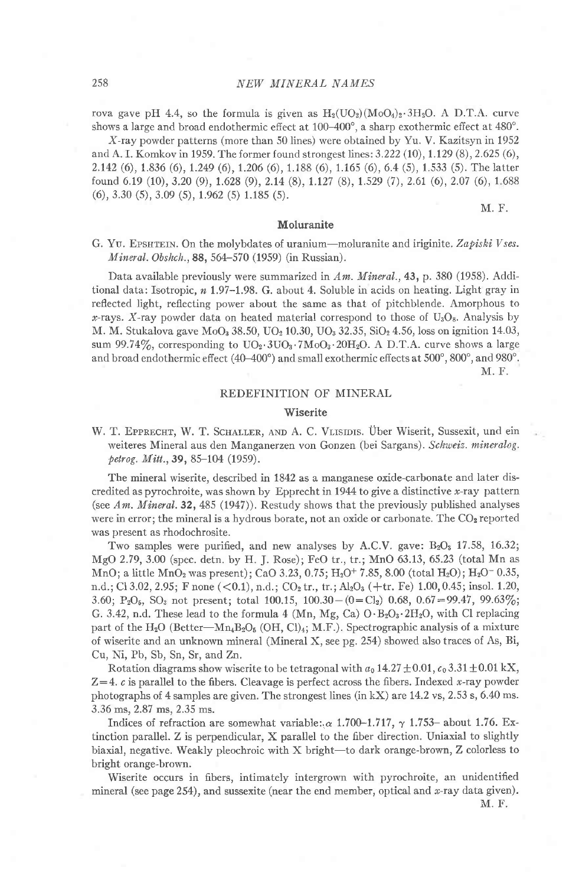rova gave pH 4.4, so the formula is given as $H_2(UO_2)(MoO_4)_2 \cdot 3H_2O$. A D.T.A. curve shows a large and broad endothermic effect at 100–400°, a sharp exothermic effect at 480°.

*X*-ray powder patterns (more than 50 lines) were obtained by Yu. V. Kazitsyn in 1952 and A. I. Komkov in 1959. The former found strongest lines: 3.222 (10), 1.129 (8), 2.625 (6), 2.142 (6), 1.836 (6), 1.249 (6), 1.206 (6), 1.188 (6), 1.165 (6), 6.4 (5), 1.533 (5). The latter found 6.19 (10), 3.20 (9), 1.628 (9), 2.14 (8), 1.127 (8), 1.529 (7), 2.61 (6), 2.07 (6), 1.688 (6), 3.30 (5), 3.09 (5), 1.962 (5) 1.185 (5).

M. F.

### Moluranite

G. Yu. Epshtein. On the molybdates of uranium—moluranite and iriginite. *Zapiski Vses. Mineral. Obshch.*, **88**, 564–570 (1959) (in Russian).

Data available previously were summarized in *Am. Mineral.*, **43**, p. 380 (1958). Additional data: Isotropic, *n* 1.97–1.98. G. about 4. Soluble in acids on heating. Light gray in reflected light, reflecting power about the same as that of pitchblende. Amorphous to *x*-rays. *X*-ray powder data on heated material correspond to those of $U_3O_8$. Analysis by M. M. Stukalova gave $MoO_3$ 38.50, $UO_2$ 10.30, $UO_3$ 32.35, $SiO_2$ 4.56, loss on ignition 14.03, sum 99.74%, corresponding to $UO_2 \cdot 3UO_3 \cdot 7MoO_3 \cdot 20H_2O$. A D.T.A. curve shows a large and broad endothermic effect (40–400°) and small exothermic effects at 500°, 800°, and 980°.

M. F.

## REDEFINITION OF MINERAL

### Wiserite

W. T. Epprecht, W. T. Schaller, and A. C. Vlisidis. Über Wiserit, Sussexit, und ein weiteres Mineral aus den Manganerzen von Gonzen (bei Sargans). *Schweiz. mineralog. petrog. Mitt.*, **39**, 85–104 (1959).

The mineral wiserite, described in 1842 as a manganese oxide-carbonate and later discredited as pyrochroite, was shown by Epprecht in 1944 to give a distinctive *x*-ray pattern (see *Am. Mineral.* **32**, 485 (1947)). Restudy shows that the previously published analyses were in error; the mineral is a hydrous borate, not an oxide or carbonate. The $CO_2$ reported was present as rhodochrosite.

Two samples were purified, and new analyses by A.C.V. gave: $B_2O_3$ 17.58, 16.32; MgO 2.79, 3.00 (spec. detn. by H. J. Rose); FeO tr., tr.; MnO 63.13, 65.23 (total Mn as MnO; a little $MnO_2$ was present); CaO 3.23, 0.75; $H_2O^+$ 7.85, 8.00 (total $H_2O$); $H_2O^-$ 0.35, n.d.; Cl 3.02, 2.95; F none (<0.1), n.d.; $CO_2$ tr., tr.; $Al_2O_3$ (+tr. Fe) 1.00, 0.45; insol. 1.20, 3.60; $P_2O_5$, $SO_3$ not present; total 100.15, 100.30 − (O=$Cl_2$) 0.68, 0.67 = 99.47, 99.63%; G. 3.42, n.d. These lead to the formula 4 (Mn, Mg, Ca) O·$B_2O_3$·$2H_2O$, with Cl replacing part of the $H_2O$ (Better—$Mn_4B_2O_5(OH, Cl)_4$; M.F.). Spectrographic analysis of a mixture of wiserite and an unknown mineral (Mineral X, see pg. 254) showed also traces of As, Bi, Cu, Ni, Pb, Sb, Sn, Sr, and Zn.

Rotation diagrams show wiserite to be tetragonal with $a_0$ 14.27±0.01, $c_0$ 3.31±0.01 kX, Z=4. *c* is parallel to the fibers. Cleavage is perfect across the fibers. Indexed *x*-ray powder photographs of 4 samples are given. The strongest lines (in kX) are 14.2 vs, 2.53 s, 6.40 ms. 3.36 ms, 2.87 ms, 2.35 ms.

Indices of refraction are somewhat variable: $\alpha$ 1.700–1.717, $\gamma$ 1.753– about 1.76. Extinction parallel. Z is perpendicular, X parallel to the fiber direction. Uniaxial to slightly biaxial, negative. Weakly pleochroic with X bright—to dark orange-brown, Z colorless to bright orange-brown.

Wiserite occurs in fibers, intimately intergrown with pyrochroite, an unidentified mineral (see page 254), and sussexite (near the end member, optical and *x*-ray data given).

M. F.